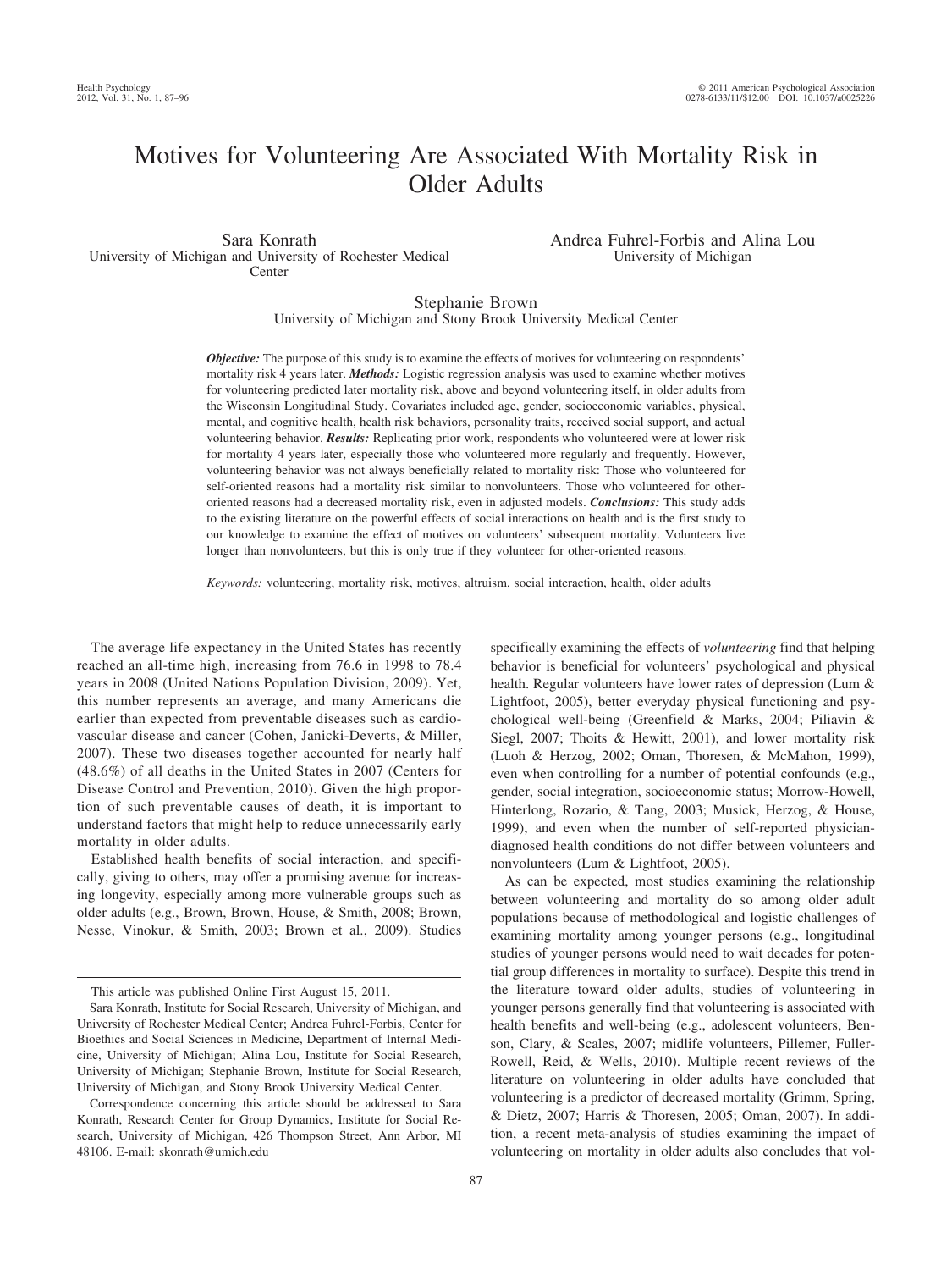# Motives for Volunteering Are Associated With Mortality Risk in Older Adults

Sara Konrath
University of Michigan and University of Rochester Medical Center

Andrea Fuhrel-Forbis and Alina Lou
University of Michigan

Stephanie Brown
University of Michigan and Stony Brook University Medical Center

***Objective:*** The purpose of this study is to examine the effects of motives for volunteering on respondents' mortality risk 4 years later. ***Methods:*** Logistic regression analysis was used to examine whether motives for volunteering predicted later mortality risk, above and beyond volunteering itself, in older adults from the Wisconsin Longitudinal Study. Covariates included age, gender, socioeconomic variables, physical, mental, and cognitive health, health risk behaviors, personality traits, received social support, and actual volunteering behavior. ***Results:*** Replicating prior work, respondents who volunteered were at lower risk for mortality 4 years later, especially those who volunteered more regularly and frequently. However, volunteering behavior was not always beneficially related to mortality risk: Those who volunteered for self-oriented reasons had a mortality risk similar to nonvolunteers. Those who volunteered for other-oriented reasons had a decreased mortality risk, even in adjusted models. ***Conclusions:*** This study adds to the existing literature on the powerful effects of social interactions on health and is the first study to our knowledge to examine the effect of motives on volunteers' subsequent mortality. Volunteers live longer than nonvolunteers, but this is only true if they volunteer for other-oriented reasons.

*Keywords:* volunteering, mortality risk, motives, altruism, social interaction, health, older adults

The average life expectancy in the United States has recently reached an all-time high, increasing from 76.6 in 1998 to 78.4 years in 2008 (United Nations Population Division, 2009). Yet, this number represents an average, and many Americans die earlier than expected from preventable diseases such as cardiovascular disease and cancer (Cohen, Janicki-Deverts, & Miller, 2007). These two diseases together accounted for nearly half (48.6%) of all deaths in the United States in 2007 (Centers for Disease Control and Prevention, 2010). Given the high proportion of such preventable causes of death, it is important to understand factors that might help to reduce unnecessarily early mortality in older adults.

Established health benefits of social interaction, and specifically, giving to others, may offer a promising avenue for increasing longevity, especially among more vulnerable groups such as older adults (e.g., Brown, Brown, House, & Smith, 2008; Brown, Nesse, Vinokur, & Smith, 2003; Brown et al., 2009). Studies specifically examining the effects of *volunteering* find that helping behavior is beneficial for volunteers' psychological and physical health. Regular volunteers have lower rates of depression (Lum & Lightfoot, 2005), better everyday physical functioning and psychological well-being (Greenfield & Marks, 2004; Piliavin & Siegl, 2007; Thoits & Hewitt, 2001), and lower mortality risk (Luoh & Herzog, 2002; Oman, Thoresen, & McMahon, 1999), even when controlling for a number of potential confounds (e.g., gender, social integration, socioeconomic status; Morrow-Howell, Hinterlong, Rozario, & Tang, 2003; Musick, Herzog, & House, 1999), and even when the number of self-reported physician-diagnosed health conditions do not differ between volunteers and nonvolunteers (Lum & Lightfoot, 2005).

As can be expected, most studies examining the relationship between volunteering and mortality do so among older adult populations because of methodological and logistic challenges of examining mortality among younger persons (e.g., longitudinal studies of younger persons would need to wait decades for potential group differences in mortality to surface). Despite this trend in the literature toward older adults, studies of volunteering in younger persons generally find that volunteering is associated with health benefits and well-being (e.g., adolescent volunteers, Benson, Clary, & Scales, 2007; midlife volunteers, Pillemer, Fuller-Rowell, Reid, & Wells, 2010). Multiple recent reviews of the literature on volunteering in older adults have concluded that volunteering is a predictor of decreased mortality (Grimm, Spring, & Dietz, 2007; Harris & Thoresen, 2005; Oman, 2007). In addition, a recent meta-analysis of studies examining the impact of volunteering on mortality in older adults also concludes that vol-

This article was published Online First August 15, 2011.

Sara Konrath, Institute for Social Research, University of Michigan, and University of Rochester Medical Center; Andrea Fuhrel-Forbis, Center for Bioethics and Social Sciences in Medicine, Department of Internal Medicine, University of Michigan; Alina Lou, Institute for Social Research, University of Michigan; Stephanie Brown, Institute for Social Research, University of Michigan, and Stony Brook University Medical Center.

Correspondence concerning this article should be addressed to Sara Konrath, Research Center for Group Dynamics, Institute for Social Research, University of Michigan, 426 Thompson Street, Ann Arbor, MI 48106. E-mail: skonrath@umich.edu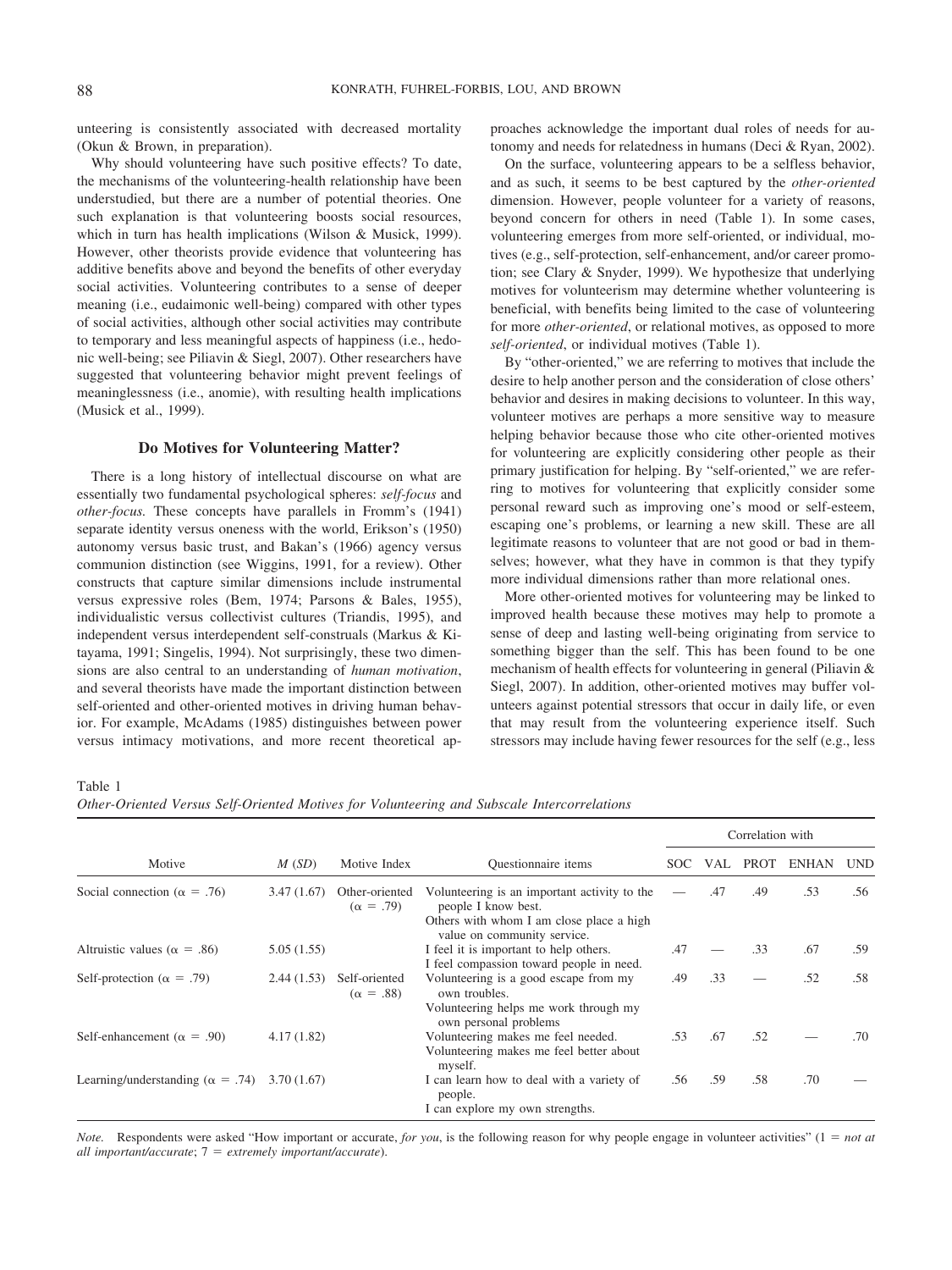unteering is consistently associated with decreased mortality (Okun & Brown, in preparation).

Why should volunteering have such positive effects? To date, the mechanisms of the volunteering-health relationship have been understudied, but there are a number of potential theories. One such explanation is that volunteering boosts social resources, which in turn has health implications (Wilson & Musick, 1999). However, other theorists provide evidence that volunteering has additive benefits above and beyond the benefits of other everyday social activities. Volunteering contributes to a sense of deeper meaning (i.e., eudaimonic well-being) compared with other types of social activities, although other social activities may contribute to temporary and less meaningful aspects of happiness (i.e., hedonic well-being; see Piliavin & Siegl, 2007). Other researchers have suggested that volunteering behavior might prevent feelings of meaninglessness (i.e., anomie), with resulting health implications (Musick et al., 1999).

## Do Motives for Volunteering Matter?

There is a long history of intellectual discourse on what are essentially two fundamental psychological spheres: *self-focus* and *other-focus.* These concepts have parallels in Fromm's (1941) separate identity versus oneness with the world, Erikson's (1950) autonomy versus basic trust, and Bakan's (1966) agency versus communion distinction (see Wiggins, 1991, for a review). Other constructs that capture similar dimensions include instrumental versus expressive roles (Bem, 1974; Parsons & Bales, 1955), individualistic versus collectivist cultures (Triandis, 1995), and independent versus interdependent self-construals (Markus & Kitayama, 1991; Singelis, 1994). Not surprisingly, these two dimensions are also central to an understanding of *human motivation*, and several theorists have made the important distinction between self-oriented and other-oriented motives in driving human behavior. For example, McAdams (1985) distinguishes between power versus intimacy motivations, and more recent theoretical approaches acknowledge the important dual roles of needs for autonomy and needs for relatedness in humans (Deci & Ryan, 2002).

On the surface, volunteering appears to be a selfless behavior, and as such, it seems to be best captured by the *other-oriented* dimension. However, people volunteer for a variety of reasons, beyond concern for others in need (Table 1). In some cases, volunteering emerges from more self-oriented, or individual, motives (e.g., self-protection, self-enhancement, and/or career promotion; see Clary & Snyder, 1999). We hypothesize that underlying motives for volunteerism may determine whether volunteering is beneficial, with benefits being limited to the case of volunteering for more *other-oriented*, or relational motives, as opposed to more *self-oriented*, or individual motives (Table 1).

By "other-oriented," we are referring to motives that include the desire to help another person and the consideration of close others' behavior and desires in making decisions to volunteer. In this way, volunteer motives are perhaps a more sensitive way to measure helping behavior because those who cite other-oriented motives for volunteering are explicitly considering other people as their primary justification for helping. By "self-oriented," we are referring to motives for volunteering that explicitly consider some personal reward such as improving one's mood or self-esteem, escaping one's problems, or learning a new skill. These are all legitimate reasons to volunteer that are not good or bad in themselves; however, what they have in common is that they typify more individual dimensions rather than more relational ones.

More other-oriented motives for volunteering may be linked to improved health because these motives may help to promote a sense of deep and lasting well-being originating from service to something bigger than the self. This has been found to be one mechanism of health effects for volunteering in general (Piliavin & Siegl, 2007). In addition, other-oriented motives may buffer volunteers against potential stressors that occur in daily life, or even that may result from the volunteering experience itself. Such stressors may include having fewer resources for the self (e.g., less

Table 1
*Other-Oriented Versus Self-Oriented Motives for Volunteering and Subscale Intercorrelations*

| Motive | *M* (*SD*) | Motive Index | Questionnaire items | Correlation with SOC | VAL | PROT | ENHAN | UND |
|---|---|---|---|---|---|---|---|---|
| Social connection ($\alpha$ = .76) | 3.47 (1.67) | Other-oriented ($\alpha$ = .79) | Volunteering is an important activity to the people I know best. Others with whom I am close place a high value on community service. | — | .47 | .49 | .53 | .56 |
| Altruistic values ($\alpha$ = .86) | 5.05 (1.55) | | I feel it is important to help others. I feel compassion toward people in need. | .47 | — | .33 | .67 | .59 |
| Self-protection ($\alpha$ = .79) | 2.44 (1.53) | Self-oriented ($\alpha$ = .88) | Volunteering is a good escape from my own troubles. Volunteering helps me work through my own personal problems | .49 | .33 | — | .52 | .58 |
| Self-enhancement ($\alpha$ = .90) | 4.17 (1.82) | | Volunteering makes me feel needed. Volunteering makes me feel better about myself. | .53 | .67 | .52 | — | .70 |
| Learning/understanding ($\alpha$ = .74) | 3.70 (1.67) | | I can learn how to deal with a variety of people. I can explore my own strengths. | .56 | .59 | .58 | .70 | — |

*Note.* Respondents were asked "How important or accurate, *for you*, is the following reason for why people engage in volunteer activities" (1 = *not at all important/accurate*; 7 = *extremely important/accurate*).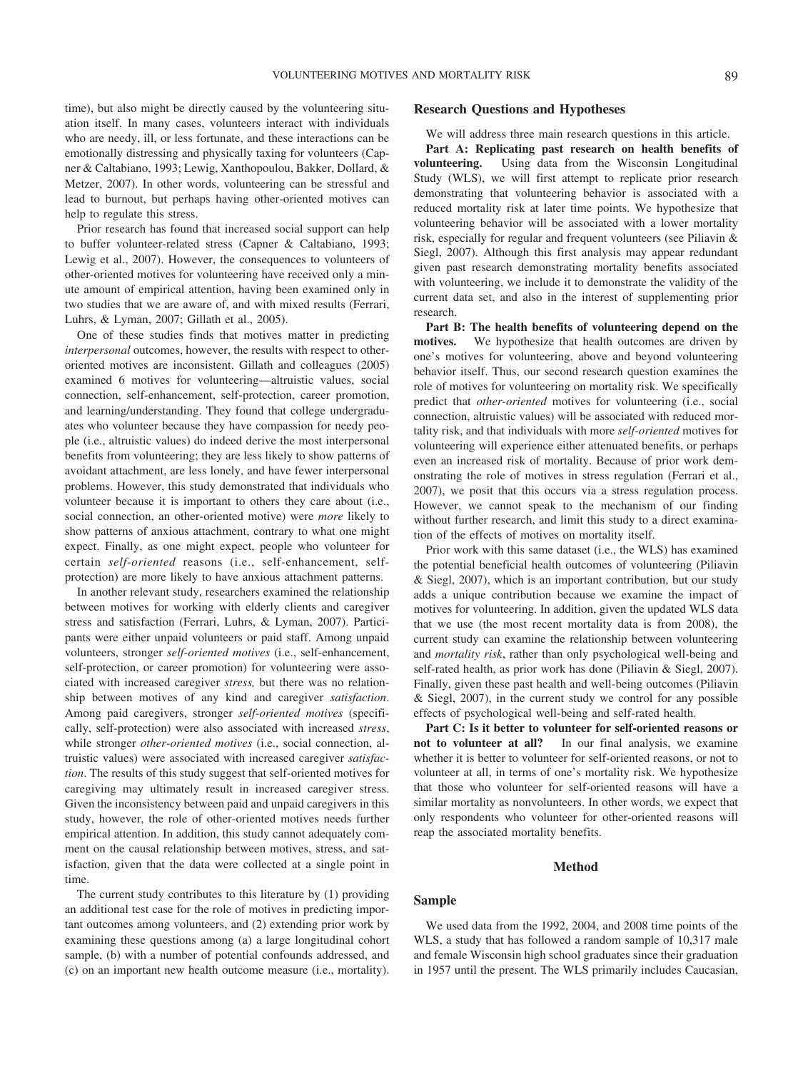time), but also might be directly caused by the volunteering situation itself. In many cases, volunteers interact with individuals who are needy, ill, or less fortunate, and these interactions can be emotionally distressing and physically taxing for volunteers (Capner & Caltabiano, 1993; Lewig, Xanthopoulou, Bakker, Dollard, & Metzer, 2007). In other words, volunteering can be stressful and lead to burnout, but perhaps having other-oriented motives can help to regulate this stress.

Prior research has found that increased social support can help to buffer volunteer-related stress (Capner & Caltabiano, 1993; Lewig et al., 2007). However, the consequences to volunteers of other-oriented motives for volunteering have received only a minute amount of empirical attention, having been examined only in two studies that we are aware of, and with mixed results (Ferrari, Luhrs, & Lyman, 2007; Gillath et al., 2005).

One of these studies finds that motives matter in predicting *interpersonal* outcomes, however, the results with respect to other-oriented motives are inconsistent. Gillath and colleagues (2005) examined 6 motives for volunteering—altruistic values, social connection, self-enhancement, self-protection, career promotion, and learning/understanding. They found that college undergraduates who volunteer because they have compassion for needy people (i.e., altruistic values) do indeed derive the most interpersonal benefits from volunteering; they are less likely to show patterns of avoidant attachment, are less lonely, and have fewer interpersonal problems. However, this study demonstrated that individuals who volunteer because it is important to others they care about (i.e., social connection, an other-oriented motive) were *more* likely to show patterns of anxious attachment, contrary to what one might expect. Finally, as one might expect, people who volunteer for certain *self-oriented* reasons (i.e., self-enhancement, self-protection) are more likely to have anxious attachment patterns.

In another relevant study, researchers examined the relationship between motives for working with elderly clients and caregiver stress and satisfaction (Ferrari, Luhrs, & Lyman, 2007). Participants were either unpaid volunteers or paid staff. Among unpaid volunteers, stronger *self-oriented motives* (i.e., self-enhancement, self-protection, or career promotion) for volunteering were associated with increased caregiver *stress,* but there was no relationship between motives of any kind and caregiver *satisfaction*. Among paid caregivers, stronger *self-oriented motives* (specifically, self-protection) were also associated with increased *stress*, while stronger *other-oriented motives* (i.e., social connection, altruistic values) were associated with increased caregiver *satisfaction*. The results of this study suggest that self-oriented motives for caregiving may ultimately result in increased caregiver stress. Given the inconsistency between paid and unpaid caregivers in this study, however, the role of other-oriented motives needs further empirical attention. In addition, this study cannot adequately comment on the causal relationship between motives, stress, and satisfaction, given that the data were collected at a single point in time.

The current study contributes to this literature by (1) providing an additional test case for the role of motives in predicting important outcomes among volunteers, and (2) extending prior work by examining these questions among (a) a large longitudinal cohort sample, (b) with a number of potential confounds addressed, and (c) on an important new health outcome measure (i.e., mortality).

## Research Questions and Hypotheses

We will address three main research questions in this article.

**Part A: Replicating past research on health benefits of volunteering.** Using data from the Wisconsin Longitudinal Study (WLS), we will first attempt to replicate prior research demonstrating that volunteering behavior is associated with a reduced mortality risk at later time points. We hypothesize that volunteering behavior will be associated with a lower mortality risk, especially for regular and frequent volunteers (see Piliavin & Siegl, 2007). Although this first analysis may appear redundant given past research demonstrating mortality benefits associated with volunteering, we include it to demonstrate the validity of the current data set, and also in the interest of supplementing prior research.

**Part B: The health benefits of volunteering depend on the motives.** We hypothesize that health outcomes are driven by one's motives for volunteering, above and beyond volunteering behavior itself. Thus, our second research question examines the role of motives for volunteering on mortality risk. We specifically predict that *other-oriented* motives for volunteering (i.e., social connection, altruistic values) will be associated with reduced mortality risk, and that individuals with more *self-oriented* motives for volunteering will experience either attenuated benefits, or perhaps even an increased risk of mortality. Because of prior work demonstrating the role of motives in stress regulation (Ferrari et al., 2007), we posit that this occurs via a stress regulation process. However, we cannot speak to the mechanism of our finding without further research, and limit this study to a direct examination of the effects of motives on mortality itself.

Prior work with this same dataset (i.e., the WLS) has examined the potential beneficial health outcomes of volunteering (Piliavin & Siegl, 2007), which is an important contribution, but our study adds a unique contribution because we examine the impact of motives for volunteering. In addition, given the updated WLS data that we use (the most recent mortality data is from 2008), the current study can examine the relationship between volunteering and *mortality risk*, rather than only psychological well-being and self-rated health, as prior work has done (Piliavin & Siegl, 2007). Finally, given these past health and well-being outcomes (Piliavin & Siegl, 2007), in the current study we control for any possible effects of psychological well-being and self-rated health.

**Part C: Is it better to volunteer for self-oriented reasons or not to volunteer at all?** In our final analysis, we examine whether it is better to volunteer for self-oriented reasons, or not to volunteer at all, in terms of one's mortality risk. We hypothesize that those who volunteer for self-oriented reasons will have a similar mortality as nonvolunteers. In other words, we expect that only respondents who volunteer for other-oriented reasons will reap the associated mortality benefits.

# Method

## Sample

We used data from the 1992, 2004, and 2008 time points of the WLS, a study that has followed a random sample of 10,317 male and female Wisconsin high school graduates since their graduation in 1957 until the present. The WLS primarily includes Caucasian,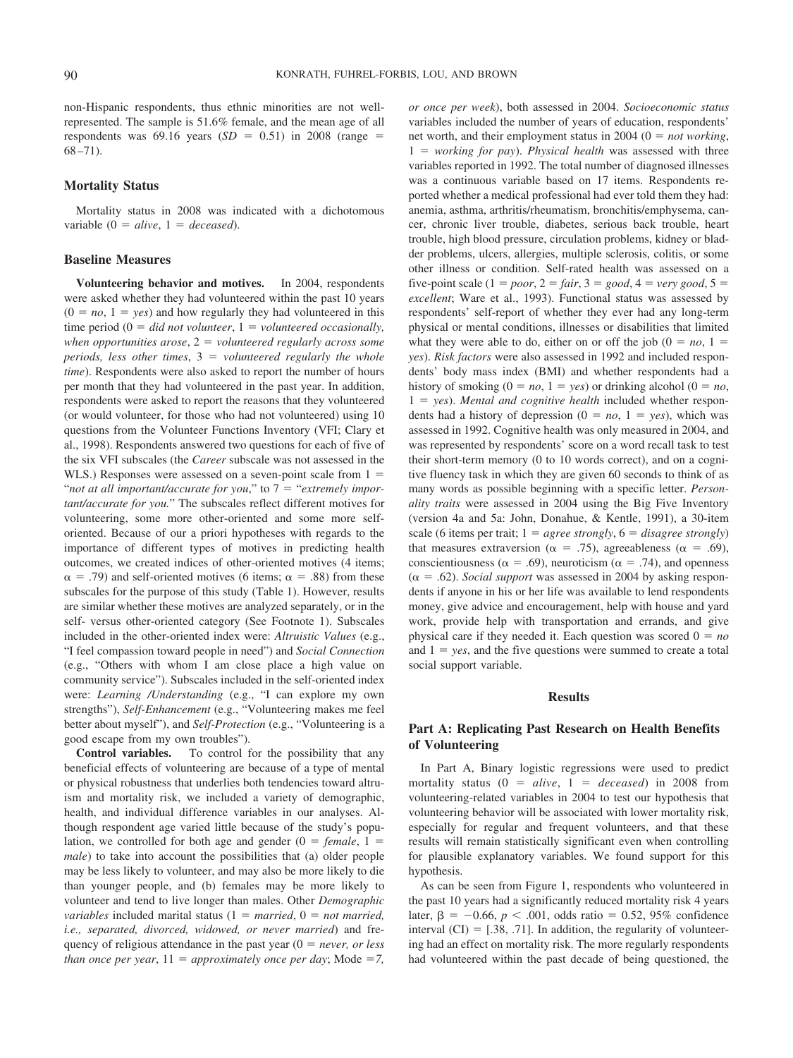non-Hispanic respondents, thus ethnic minorities are not well-represented. The sample is 51.6% female, and the mean age of all respondents was 69.16 years ($SD = 0.51$) in 2008 (range = 68–71).

### Mortality Status

Mortality status in 2008 was indicated with a dichotomous variable (0 = *alive*, 1 = *deceased*).

### Baseline Measures

**Volunteering behavior and motives.** In 2004, respondents were asked whether they had volunteered within the past 10 years (0 = *no*, 1 = *yes*) and how regularly they had volunteered in this time period (0 = *did not volunteer*, 1 = *volunteered occasionally, when opportunities arose*, 2 = *volunteered regularly across some periods, less other times*, 3 = *volunteered regularly the whole time*). Respondents were also asked to report the number of hours per month that they had volunteered in the past year. In addition, respondents were asked to report the reasons that they volunteered (or would volunteer, for those who had not volunteered) using 10 questions from the Volunteer Functions Inventory (VFI; Clary et al., 1998). Respondents answered two questions for each of five of the six VFI subscales (the *Career* subscale was not assessed in the WLS.) Responses were assessed on a seven-point scale from 1 = "*not at all important/accurate for you*," to 7 = "*extremely important/accurate for you.*" The subscales reflect different motives for volunteering, some more other-oriented and some more self-oriented. Because of our a priori hypotheses with regards to the importance of different types of motives in predicting health outcomes, we created indices of other-oriented motives (4 items; $\alpha = .79$) and self-oriented motives (6 items; $\alpha = .88$) from these subscales for the purpose of this study (Table 1). However, results are similar whether these motives are analyzed separately, or in the self- versus other-oriented category (See Footnote 1). Subscales included in the other-oriented index were: *Altruistic Values* (e.g., "I feel compassion toward people in need") and *Social Connection* (e.g., "Others with whom I am close place a high value on community service"). Subscales included in the self-oriented index were: *Learning /Understanding* (e.g., "I can explore my own strengths"), *Self-Enhancement* (e.g., "Volunteering makes me feel better about myself"), and *Self-Protection* (e.g., "Volunteering is a good escape from my own troubles").

**Control variables.** To control for the possibility that any beneficial effects of volunteering are because of a type of mental or physical robustness that underlies both tendencies toward altruism and mortality risk, we included a variety of demographic, health, and individual difference variables in our analyses. Although respondent age varied little because of the study's population, we controlled for both age and gender (0 = *female*, 1 = *male*) to take into account the possibilities that (a) older people may be less likely to volunteer, and may also be more likely to die than younger people, and (b) females may be more likely to volunteer and tend to live longer than males. Other *Demographic variables* included marital status (1 = *married*, 0 = *not married, i.e., separated, divorced, widowed, or never married*) and frequency of religious attendance in the past year (0 = *never, or less than once per year*, 11 = *approximately once per day*; Mode = *7, or once per week*), both assessed in 2004. *Socioeconomic status* variables included the number of years of education, respondents' net worth, and their employment status in 2004 (0 = *not working*, 1 = *working for pay*). *Physical health* was assessed with three variables reported in 1992. The total number of diagnosed illnesses was a continuous variable based on 17 items. Respondents reported whether a medical professional had ever told them they had: anemia, asthma, arthritis/rheumatism, bronchitis/emphysema, cancer, chronic liver trouble, diabetes, serious back trouble, heart trouble, high blood pressure, circulation problems, kidney or bladder problems, ulcers, allergies, multiple sclerosis, colitis, or some other illness or condition. Self-rated health was assessed on a five-point scale (1 = *poor*, 2 = *fair*, 3 = *good*, 4 = *very good*, 5 = *excellent*; Ware et al., 1993). Functional status was assessed by respondents' self-report of whether they ever had any long-term physical or mental conditions, illnesses or disabilities that limited what they were able to do, either on or off the job (0 = *no*, 1 = *yes*). *Risk factors* were also assessed in 1992 and included respondents' body mass index (BMI) and whether respondents had a history of smoking (0 = *no*, 1 = *yes*) or drinking alcohol (0 = *no*, 1 = *yes*). *Mental and cognitive health* included whether respondents had a history of depression (0 = *no*, 1 = *yes*), which was assessed in 1992. Cognitive health was only measured in 2004, and was represented by respondents' score on a word recall task to test their short-term memory (0 to 10 words correct), and on a cognitive fluency task in which they are given 60 seconds to think of as many words as possible beginning with a specific letter. *Personality traits* were assessed in 2004 using the Big Five Inventory (version 4a and 5a: John, Donahue, & Kentle, 1991), a 30-item scale (6 items per trait; 1 = *agree strongly*, 6 = *disagree strongly*) that measures extraversion ($\alpha = .75$), agreeableness ($\alpha = .69$), conscientiousness ($\alpha = .69$), neuroticism ($\alpha = .74$), and openness ($\alpha = .62$). *Social support* was assessed in 2004 by asking respondents if anyone in his or her life was available to lend respondents money, give advice and encouragement, help with house and yard work, provide help with transportation and errands, and give physical care if they needed it. Each question was scored 0 = *no* and 1 = *yes*, and the five questions were summed to create a total social support variable.

## Results

### Part A: Replicating Past Research on Health Benefits of Volunteering

In Part A, Binary logistic regressions were used to predict mortality status (0 = *alive*, 1 = *deceased*) in 2008 from volunteering-related variables in 2004 to test our hypothesis that volunteering behavior will be associated with lower mortality risk, especially for regular and frequent volunteers, and that these results will remain statistically significant even when controlling for plausible explanatory variables. We found support for this hypothesis.

As can be seen from Figure 1, respondents who volunteered in the past 10 years had a significantly reduced mortality risk 4 years later, $\beta = -0.66$, $p < .001$, odds ratio = 0.52, 95% confidence interval (CI) = [.38, .71]. In addition, the regularity of volunteering had an effect on mortality risk. The more regularly respondents had volunteered within the past decade of being questioned, the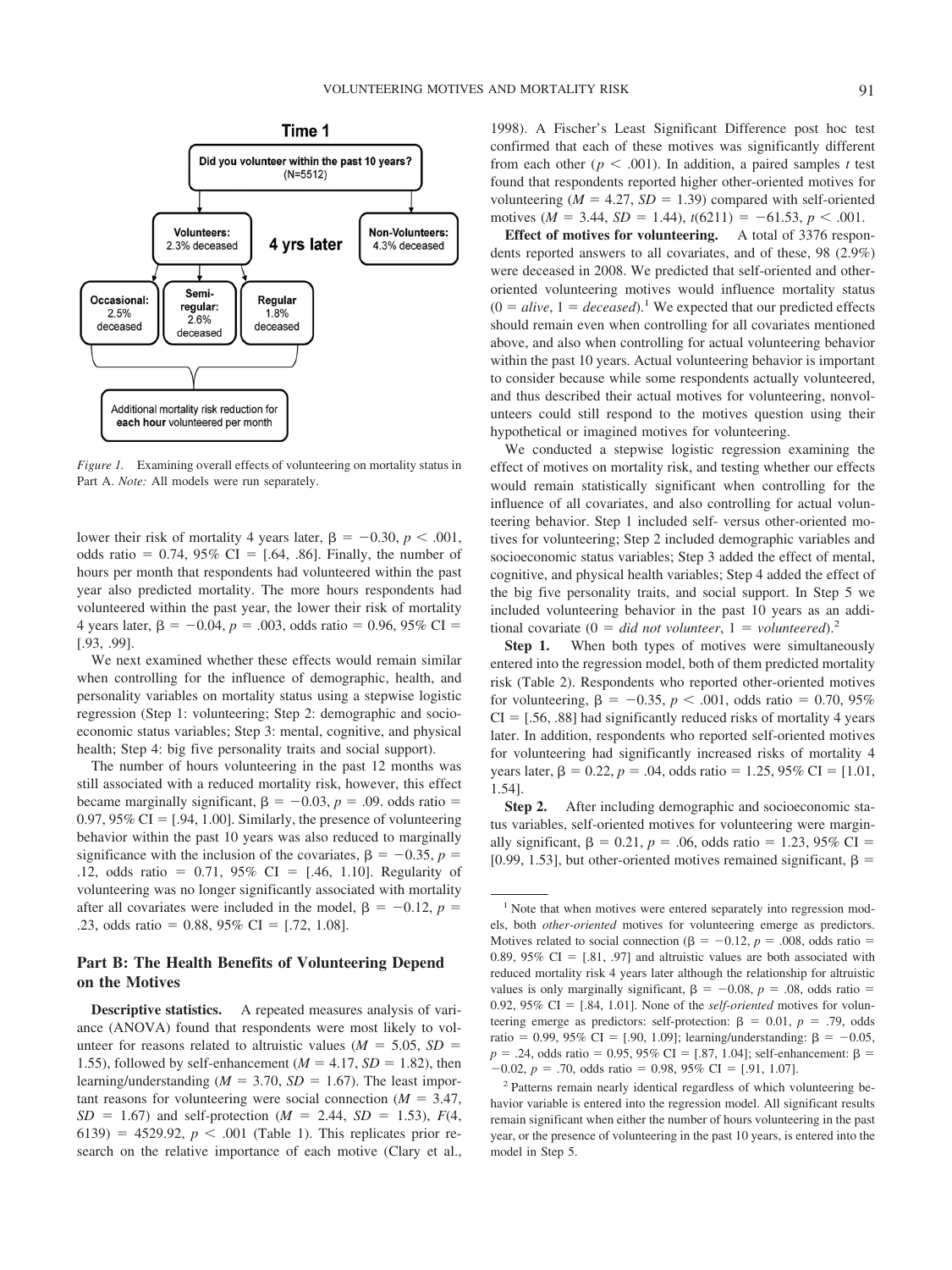*Figure 1.* Examining overall effects of volunteering on mortality status in Part A. *Note:* All models were run separately.

lower their risk of mortality 4 years later, $\beta = -0.30$, $p < .001$, odds ratio = 0.74, 95% CI = [.64, .86]. Finally, the number of hours per month that respondents had volunteered within the past year also predicted mortality. The more hours respondents had volunteered within the past year, the lower their risk of mortality 4 years later, $\beta = -0.04$, $p = .003$, odds ratio = 0.96, 95% CI = [.93, .99].

We next examined whether these effects would remain similar when controlling for the influence of demographic, health, and personality variables on mortality status using a stepwise logistic regression (Step 1: volunteering; Step 2: demographic and socioeconomic status variables; Step 3: mental, cognitive, and physical health; Step 4: big five personality traits and social support).

The number of hours volunteering in the past 12 months was still associated with a reduced mortality risk, however, this effect became marginally significant, $\beta = -0.03$, $p = .09$. odds ratio = 0.97, 95% CI = [.94, 1.00]. Similarly, the presence of volunteering behavior within the past 10 years was also reduced to marginally significance with the inclusion of the covariates, $\beta = -0.35$, $p = .12$, odds ratio = 0.71, 95% CI = [.46, 1.10]. Regularity of volunteering was no longer significantly associated with mortality after all covariates were included in the model, $\beta = -0.12$, $p = .23$, odds ratio = 0.88, 95% CI = [.72, 1.08].

## Part B: The Health Benefits of Volunteering Depend on the Motives

**Descriptive statistics.** A repeated measures analysis of variance (ANOVA) found that respondents were most likely to volunteer for reasons related to altruistic values ($M = 5.05$, $SD = 1.55$), followed by self-enhancement ($M = 4.17$, $SD = 1.82$), then learning/understanding ($M = 3.70$, $SD = 1.67$). The least important reasons for volunteering were social connection ($M = 3.47$, $SD = 1.67$) and self-protection ($M = 2.44$, $SD = 1.53$), $F(4, 6139) = 4529.92$, $p < .001$ (Table 1). This replicates prior research on the relative importance of each motive (Clary et al., 1998). A Fischer's Least Significant Difference post hoc test confirmed that each of these motives was significantly different from each other ($p < .001$). In addition, a paired samples *t* test found that respondents reported higher other-oriented motives for volunteering ($M = 4.27$, $SD = 1.39$) compared with self-oriented motives ($M = 3.44$, $SD = 1.44$), $t(6211) = -61.53$, $p < .001$.

**Effect of motives for volunteering.** A total of 3376 respondents reported answers to all covariates, and of these, 98 (2.9%) were deceased in 2008. We predicted that self-oriented and other-oriented volunteering motives would influence mortality status (0 = *alive*, 1 = *deceased*).[1] We expected that our predicted effects should remain even when controlling for all covariates mentioned above, and also when controlling for actual volunteering behavior within the past 10 years. Actual volunteering behavior is important to consider because while some respondents actually volunteered, and thus described their actual motives for volunteering, nonvolunteers could still respond to the motives question using their hypothetical or imagined motives for volunteering.

We conducted a stepwise logistic regression examining the effect of motives on mortality risk, and testing whether our effects would remain statistically significant when controlling for the influence of all covariates, and also controlling for actual volunteering behavior. Step 1 included self- versus other-oriented motives for volunteering; Step 2 included demographic variables and socioeconomic status variables; Step 3 added the effect of mental, cognitive, and physical health variables; Step 4 added the effect of the big five personality traits, and social support. In Step 5 we included volunteering behavior in the past 10 years as an additional covariate (0 = *did not volunteer*, 1 = *volunteered*).[2]

**Step 1.** When both types of motives were simultaneously entered into the regression model, both of them predicted mortality risk (Table 2). Respondents who reported other-oriented motives for volunteering, $\beta = -0.35$, $p < .001$, odds ratio = 0.70, 95% CI = [.56, .88] had significantly reduced risks of mortality 4 years later. In addition, respondents who reported self-oriented motives for volunteering had significantly increased risks of mortality 4 years later, $\beta = 0.22$, $p = .04$, odds ratio = 1.25, 95% CI = [1.01, 1.54].

**Step 2.** After including demographic and socioeconomic status variables, self-oriented motives for volunteering were marginally significant, $\beta = 0.21$, $p = .06$, odds ratio = 1.23, 95% CI = [0.99, 1.53], but other-oriented motives remained significant, $\beta =$

---

[1] Note that when motives were entered separately into regression models, both *other-oriented* motives for volunteering emerge as predictors. Motives related to social connection ($\beta = -0.12$, $p = .008$, odds ratio = 0.89, 95% CI = [.81, .97] and altruistic values are both associated with reduced mortality risk 4 years later although the relationship for altruistic values is only marginally significant, $\beta = -0.08$, $p = .08$, odds ratio = 0.92, 95% CI = [.84, 1.01]. None of the *self-oriented* motives for volunteering emerge as predictors: self-protection: $\beta = 0.01$, $p = .79$, odds ratio = 0.99, 95% CI = [.90, 1.09]; learning/understanding: $\beta = -0.05$, $p = .24$, odds ratio = 0.95, 95% CI = [.87, 1.04]; self-enhancement: $\beta = -0.02$, $p = .70$, odds ratio = 0.98, 95% CI = [.91, 1.07].

[2] Patterns remain nearly identical regardless of which volunteering behavior variable is entered into the regression model. All significant results remain significant when either the number of hours volunteering in the past year, or the presence of volunteering in the past 10 years, is entered into the model in Step 5.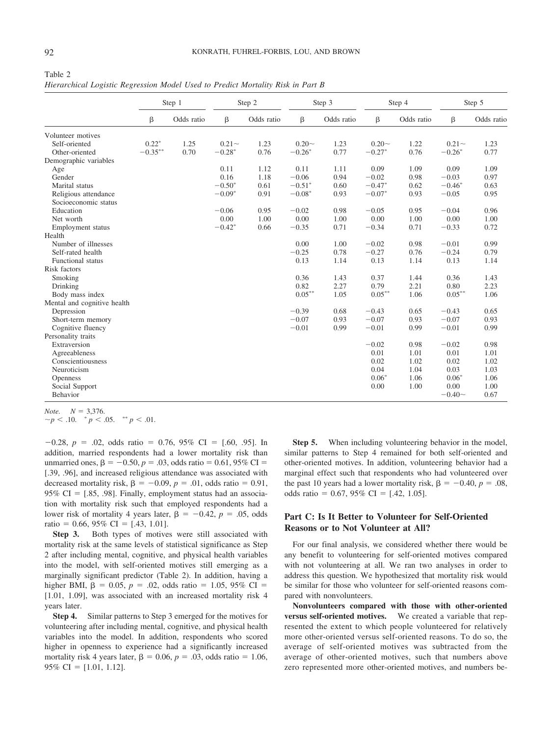Table 2
*Hierarchical Logistic Regression Model Used to Predict Mortality Risk in Part B*

| | Step 1 | | Step 2 | | Step 3 | | Step 4 | | Step 5 | |
|---|---|---|---|---|---|---|---|---|---|---|
| | β | Odds ratio | β | Odds ratio | β | Odds ratio | β | Odds ratio | β | Odds ratio |
| Volunteer motives | | | | | | | | | | |
| Self-oriented | 0.22* | 1.25 | 0.21~ | 1.23 | 0.20~ | 1.23 | 0.20~ | 1.22 | 0.21~ | 1.23 |
| Other-oriented | −0.35** | 0.70 | −0.28* | 0.76 | −0.26* | 0.77 | −0.27* | 0.76 | −0.26* | 0.77 |
| Demographic variables | | | | | | | | | | |
| Age | | | 0.11 | 1.12 | 0.11 | 1.11 | 0.09 | 1.09 | 0.09 | 1.09 |
| Gender | | | 0.16 | 1.18 | −0.06 | 0.94 | −0.02 | 0.98 | −0.03 | 0.97 |
| Marital status | | | −0.50* | 0.61 | −0.51* | 0.60 | −0.47* | 0.62 | −0.46* | 0.63 |
| Religious attendance | | | −0.09* | 0.91 | −0.08* | 0.93 | −0.07* | 0.93 | −0.05 | 0.95 |
| Socioeconomic status | | | | | | | | | | |
| Education | | | −0.06 | 0.95 | −0.02 | 0.98 | −0.05 | 0.95 | −0.04 | 0.96 |
| Net worth | | | 0.00 | 1.00 | 0.00 | 1.00 | 0.00 | 1.00 | 0.00 | 1.00 |
| Employment status | | | −0.42* | 0.66 | −0.35 | 0.71 | −0.34 | 0.71 | −0.33 | 0.72 |
| Health | | | | | | | | | | |
| Number of illnesses | | | | | 0.00 | 1.00 | −0.02 | 0.98 | −0.01 | 0.99 |
| Self-rated health | | | | | −0.25 | 0.78 | −0.27 | 0.76 | −0.24 | 0.79 |
| Functional status | | | | | 0.13 | 1.14 | 0.13 | 1.14 | 0.13 | 1.14 |
| Risk factors | | | | | | | | | | |
| Smoking | | | | | 0.36 | 1.43 | 0.37 | 1.44 | 0.36 | 1.43 |
| Drinking | | | | | 0.82 | 2.27 | 0.79 | 2.21 | 0.80 | 2.23 |
| Body mass index | | | | | 0.05** | 1.05 | 0.05** | 1.06 | 0.05** | 1.06 |
| Mental and cognitive health | | | | | | | | | | |
| Depression | | | | | −0.39 | 0.68 | −0.43 | 0.65 | −0.43 | 0.65 |
| Short-term memory | | | | | −0.07 | 0.93 | −0.07 | 0.93 | −0.07 | 0.93 |
| Cognitive fluency | | | | | −0.01 | 0.99 | −0.01 | 0.99 | −0.01 | 0.99 |
| Personality traits | | | | | | | | | | |
| Extraversion | | | | | | | −0.02 | 0.98 | −0.02 | 0.98 |
| Agreeableness | | | | | | | 0.01 | 1.01 | 0.01 | 1.01 |
| Conscientiousness | | | | | | | 0.02 | 1.02 | 0.02 | 1.02 |
| Neuroticism | | | | | | | 0.04 | 1.04 | 0.03 | 1.03 |
| Openness | | | | | | | 0.06* | 1.06 | 0.06* | 1.06 |
| Social Support | | | | | | | 0.00 | 1.00 | 0.00 | 1.00 |
| Behavior | | | | | | | | | −0.40~ | 0.67 |

*Note.* $N = 3{,}376$.
~$p < .10$. * $p < .05$. ** $p < .01$.

$-0.28$, $p = .02$, odds ratio = 0.76, 95% CI = [.60, .95]. In addition, married respondents had a lower mortality risk than unmarried ones, $\beta = -0.50$, $p = .03$, odds ratio = 0.61, 95% CI = [.39, .96], and increased religious attendance was associated with decreased mortality risk, $\beta = -0.09$, $p = .01$, odds ratio = 0.91, 95% CI = [.85, .98]. Finally, employment status had an association with mortality risk such that employed respondents had a lower risk of mortality 4 years later, $\beta = -0.42$, $p = .05$, odds ratio = 0.66, 95% CI = [.43, 1.01].

**Step 3.** Both types of motives were still associated with mortality risk at the same levels of statistical significance as Step 2 after including mental, cognitive, and physical health variables into the model, with self-oriented motives still emerging as a marginally significant predictor (Table 2). In addition, having a higher BMI, $\beta = 0.05$, $p = .02$, odds ratio = 1.05, 95% CI = [1.01, 1.09], was associated with an increased mortality risk 4 years later.

**Step 4.** Similar patterns to Step 3 emerged for the motives for volunteering after including mental, cognitive, and physical health variables into the model. In addition, respondents who scored higher in openness to experience had a significantly increased mortality risk 4 years later, $\beta = 0.06$, $p = .03$, odds ratio = 1.06, 95% CI = [1.01, 1.12].

**Step 5.** When including volunteering behavior in the model, similar patterns to Step 4 remained for both self-oriented and other-oriented motives. In addition, volunteering behavior had a marginal effect such that respondents who had volunteered over the past 10 years had a lower mortality risk, $\beta = -0.40$, $p = .08$, odds ratio = 0.67, 95% CI = [.42, 1.05].

## Part C: Is It Better to Volunteer for Self-Oriented Reasons or to Not Volunteer at All?

For our final analysis, we considered whether there would be any benefit to volunteering for self-oriented motives compared with not volunteering at all. We ran two analyses in order to address this question. We hypothesized that mortality risk would be similar for those who volunteer for self-oriented reasons compared with nonvolunteers.

**Nonvolunteers compared with those with other-oriented versus self-oriented motives.** We created a variable that represented the extent to which people volunteered for relatively more other-oriented versus self-oriented reasons. To do so, the average of self-oriented motives was subtracted from the average of other-oriented motives, such that numbers above zero represented more other-oriented motives, and numbers be-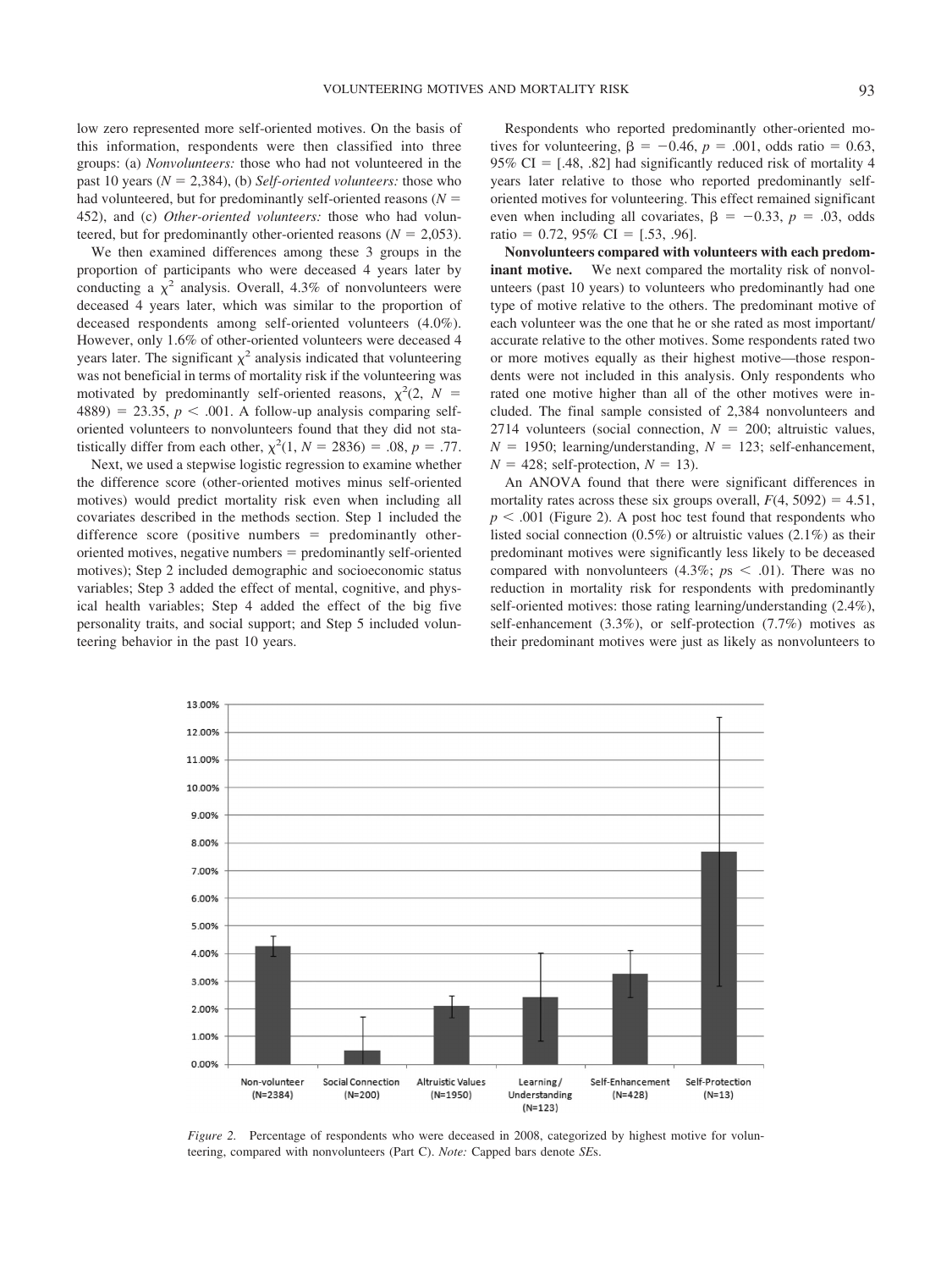low zero represented more self-oriented motives. On the basis of this information, respondents were then classified into three groups: (a) *Nonvolunteers:* those who had not volunteered in the past 10 years ($N = 2{,}384$), (b) *Self-oriented volunteers:* those who had volunteered, but for predominantly self-oriented reasons ($N = 452$), and (c) *Other-oriented volunteers:* those who had volunteered, but for predominantly other-oriented reasons ($N = 2{,}053$).

We then examined differences among these 3 groups in the proportion of participants who were deceased 4 years later by conducting a $\chi^2$ analysis. Overall, 4.3% of nonvolunteers were deceased 4 years later, which was similar to the proportion of deceased respondents among self-oriented volunteers (4.0%). However, only 1.6% of other-oriented volunteers were deceased 4 years later. The significant $\chi^2$ analysis indicated that volunteering was not beneficial in terms of mortality risk if the volunteering was motivated by predominantly self-oriented reasons, $\chi^2(2, N = 4889) = 23.35$, $p < .001$. A follow-up analysis comparing self-oriented volunteers to nonvolunteers found that they did not statistically differ from each other, $\chi^2(1, N = 2836) = .08$, $p = .77$.

Next, we used a stepwise logistic regression to examine whether the difference score (other-oriented motives minus self-oriented motives) would predict mortality risk even when including all covariates described in the methods section. Step 1 included the difference score (positive numbers = predominantly other-oriented motives, negative numbers = predominantly self-oriented motives); Step 2 included demographic and socioeconomic status variables; Step 3 added the effect of mental, cognitive, and physical health variables; Step 4 added the effect of the big five personality traits, and social support; and Step 5 included volunteering behavior in the past 10 years.

Respondents who reported predominantly other-oriented motives for volunteering, $\beta = -0.46$, $p = .001$, odds ratio $= 0.63$, 95% CI $= [.48, .82]$ had significantly reduced risk of mortality 4 years later relative to those who reported predominantly self-oriented motives for volunteering. This effect remained significant even when including all covariates, $\beta = -0.33$, $p = .03$, odds ratio $= 0.72$, 95% CI $= [.53, .96]$.

**Nonvolunteers compared with volunteers with each predominant motive.** We next compared the mortality risk of nonvolunteers (past 10 years) to volunteers who predominantly had one type of motive relative to the others. The predominant motive of each volunteer was the one that he or she rated as most important/accurate relative to the other motives. Some respondents rated two or more motives equally as their highest motive—those respondents were not included in this analysis. Only respondents who rated one motive higher than all of the other motives were included. The final sample consisted of 2,384 nonvolunteers and 2714 volunteers (social connection, $N = 200$; altruistic values, $N = 1950$; learning/understanding, $N = 123$; self-enhancement, $N = 428$; self-protection, $N = 13$).

An ANOVA found that there were significant differences in mortality rates across these six groups overall, $F(4, 5092) = 4.51$, $p < .001$ (Figure 2). A post hoc test found that respondents who listed social connection (0.5%) or altruistic values (2.1%) as their predominant motives were significantly less likely to be deceased compared with nonvolunteers (4.3%; $ps < .01$). There was no reduction in mortality risk for respondents with predominantly self-oriented motives: those rating learning/understanding (2.4%), self-enhancement (3.3%), or self-protection (7.7%) motives as their predominant motives were just as likely as nonvolunteers to

*Figure 2.* Percentage of respondents who were deceased in 2008, categorized by highest motive for volunteering, compared with nonvolunteers (Part C). *Note:* Capped bars denote *SE*s.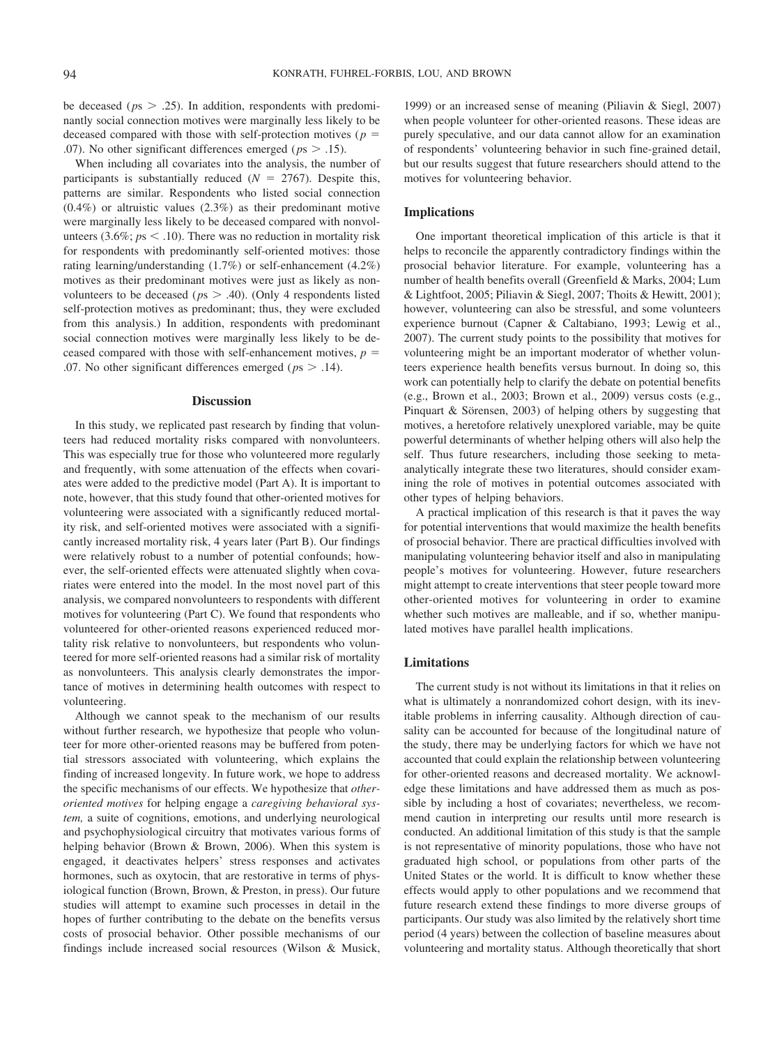be deceased ($ps > .25$). In addition, respondents with predominantly social connection motives were marginally less likely to be deceased compared with those with self-protection motives ($p = .07$). No other significant differences emerged ($ps > .15$).

When including all covariates into the analysis, the number of participants is substantially reduced ($N = 2767$). Despite this, patterns are similar. Respondents who listed social connection (0.4%) or altruistic values (2.3%) as their predominant motive were marginally less likely to be deceased compared with nonvolunteers (3.6%; $ps < .10$). There was no reduction in mortality risk for respondents with predominantly self-oriented motives: those rating learning/understanding (1.7%) or self-enhancement (4.2%) motives as their predominant motives were just as likely as nonvolunteers to be deceased ($ps > .40$). (Only 4 respondents listed self-protection motives as predominant; thus, they were excluded from this analysis.) In addition, respondents with predominant social connection motives were marginally less likely to be deceased compared with those with self-enhancement motives, $p = .07$. No other significant differences emerged ($ps > .14$).

## Discussion

In this study, we replicated past research by finding that volunteers had reduced mortality risks compared with nonvolunteers. This was especially true for those who volunteered more regularly and frequently, with some attenuation of the effects when covariates were added to the predictive model (Part A). It is important to note, however, that this study found that other-oriented motives for volunteering were associated with a significantly reduced mortality risk, and self-oriented motives were associated with a significantly increased mortality risk, 4 years later (Part B). Our findings were relatively robust to a number of potential confounds; however, the self-oriented effects were attenuated slightly when covariates were entered into the model. In the most novel part of this analysis, we compared nonvolunteers to respondents with different motives for volunteering (Part C). We found that respondents who volunteered for other-oriented reasons experienced reduced mortality risk relative to nonvolunteers, but respondents who volunteered for more self-oriented reasons had a similar risk of mortality as nonvolunteers. This analysis clearly demonstrates the importance of motives in determining health outcomes with respect to volunteering.

Although we cannot speak to the mechanism of our results without further research, we hypothesize that people who volunteer for more other-oriented reasons may be buffered from potential stressors associated with volunteering, which explains the finding of increased longevity. In future work, we hope to address the specific mechanisms of our effects. We hypothesize that *other-oriented motives* for helping engage a *caregiving behavioral system,* a suite of cognitions, emotions, and underlying neurological and psychophysiological circuitry that motivates various forms of helping behavior (Brown & Brown, 2006). When this system is engaged, it deactivates helpers' stress responses and activates hormones, such as oxytocin, that are restorative in terms of physiological function (Brown, Brown, & Preston, in press). Our future studies will attempt to examine such processes in detail in the hopes of further contributing to the debate on the benefits versus costs of prosocial behavior. Other possible mechanisms of our findings include increased social resources (Wilson & Musick, 1999) or an increased sense of meaning (Piliavin & Siegl, 2007) when people volunteer for other-oriented reasons. These ideas are purely speculative, and our data cannot allow for an examination of respondents' volunteering behavior in such fine-grained detail, but our results suggest that future researchers should attend to the motives for volunteering behavior.

### Implications

One important theoretical implication of this article is that it helps to reconcile the apparently contradictory findings within the prosocial behavior literature. For example, volunteering has a number of health benefits overall (Greenfield & Marks, 2004; Lum & Lightfoot, 2005; Piliavin & Siegl, 2007; Thoits & Hewitt, 2001); however, volunteering can also be stressful, and some volunteers experience burnout (Capner & Caltabiano, 1993; Lewig et al., 2007). The current study points to the possibility that motives for volunteering might be an important moderator of whether volunteers experience health benefits versus burnout. In doing so, this work can potentially help to clarify the debate on potential benefits (e.g., Brown et al., 2003; Brown et al., 2009) versus costs (e.g., Pinquart & Sörensen, 2003) of helping others by suggesting that motives, a heretofore relatively unexplored variable, may be quite powerful determinants of whether helping others will also help the self. Thus future researchers, including those seeking to meta-analytically integrate these two literatures, should consider examining the role of motives in potential outcomes associated with other types of helping behaviors.

A practical implication of this research is that it paves the way for potential interventions that would maximize the health benefits of prosocial behavior. There are practical difficulties involved with manipulating volunteering behavior itself and also in manipulating people's motives for volunteering. However, future researchers might attempt to create interventions that steer people toward more other-oriented motives for volunteering in order to examine whether such motives are malleable, and if so, whether manipulated motives have parallel health implications.

### Limitations

The current study is not without its limitations in that it relies on what is ultimately a nonrandomized cohort design, with its inevitable problems in inferring causality. Although direction of causality can be accounted for because of the longitudinal nature of the study, there may be underlying factors for which we have not accounted that could explain the relationship between volunteering for other-oriented reasons and decreased mortality. We acknowledge these limitations and have addressed them as much as possible by including a host of covariates; nevertheless, we recommend caution in interpreting our results until more research is conducted. An additional limitation of this study is that the sample is not representative of minority populations, those who have not graduated high school, or populations from other parts of the United States or the world. It is difficult to know whether these effects would apply to other populations and we recommend that future research extend these findings to more diverse groups of participants. Our study was also limited by the relatively short time period (4 years) between the collection of baseline measures about volunteering and mortality status. Although theoretically that short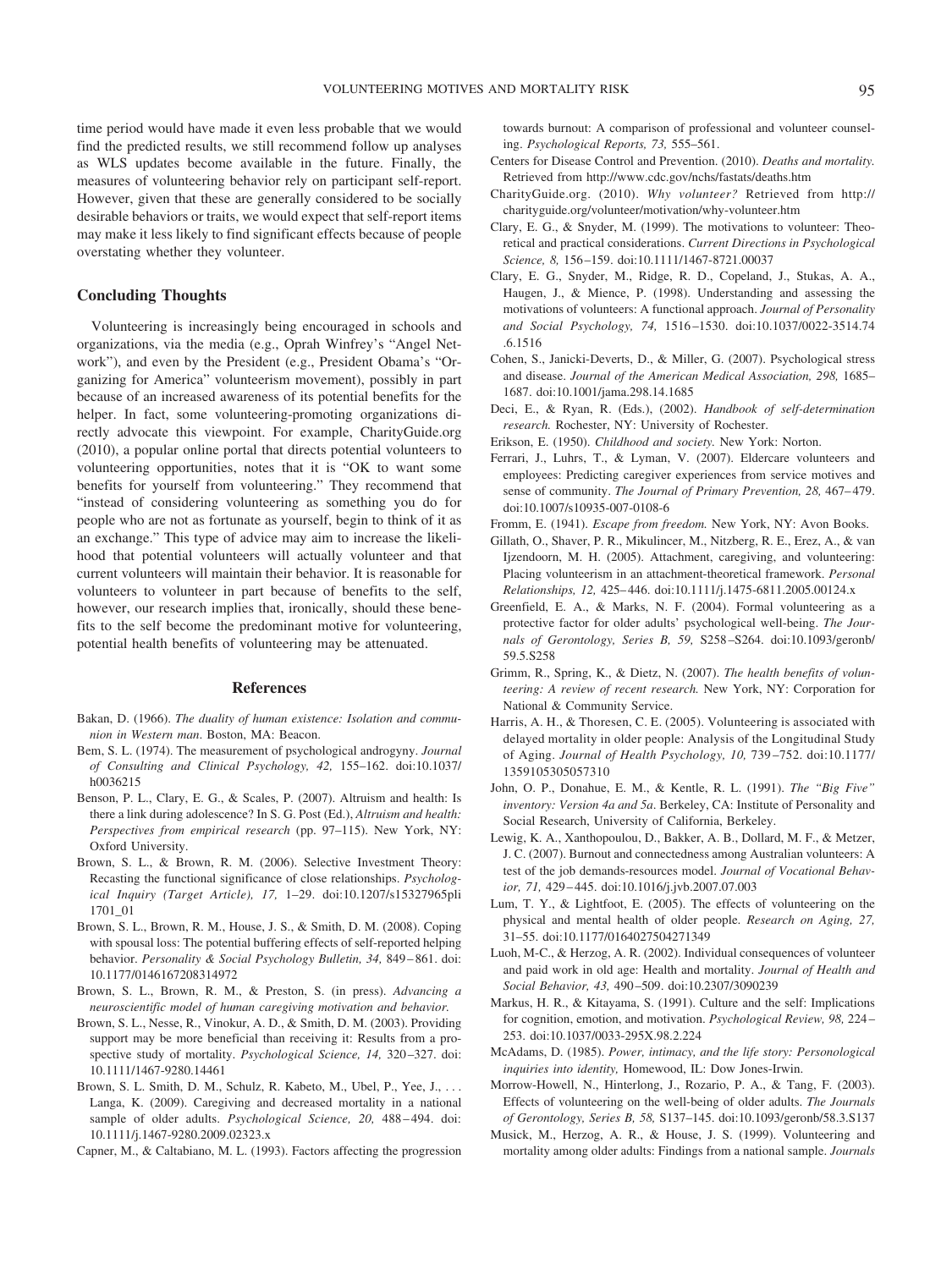time period would have made it even less probable that we would find the predicted results, we still recommend follow up analyses as WLS updates become available in the future. Finally, the measures of volunteering behavior rely on participant self-report. However, given that these are generally considered to be socially desirable behaviors or traits, we would expect that self-report items may make it less likely to find significant effects because of people overstating whether they volunteer.

### Concluding Thoughts

Volunteering is increasingly being encouraged in schools and organizations, via the media (e.g., Oprah Winfrey's "Angel Network"), and even by the President (e.g., President Obama's "Organizing for America" volunteerism movement), possibly in part because of an increased awareness of its potential benefits for the helper. In fact, some volunteering-promoting organizations directly advocate this viewpoint. For example, CharityGuide.org (2010), a popular online portal that directs potential volunteers to volunteering opportunities, notes that it is "OK to want some benefits for yourself from volunteering." They recommend that "instead of considering volunteering as something you do for people who are not as fortunate as yourself, begin to think of it as an exchange." This type of advice may aim to increase the likelihood that potential volunteers will actually volunteer and that current volunteers will maintain their behavior. It is reasonable for volunteers to volunteer in part because of benefits to the self, however, our research implies that, ironically, should these benefits to the self become the predominant motive for volunteering, potential health benefits of volunteering may be attenuated.

## References

Bakan, D. (1966). *The duality of human existence: Isolation and communion in Western man*. Boston, MA: Beacon.

Bem, S. L. (1974). The measurement of psychological androgyny. *Journal of Consulting and Clinical Psychology, 42,* 155–162. doi:10.1037/h0036215

Benson, P. L., Clary, E. G., & Scales, P. (2007). Altruism and health: Is there a link during adolescence? In S. G. Post (Ed.), *Altruism and health: Perspectives from empirical research* (pp. 97–115). New York, NY: Oxford University.

Brown, S. L., & Brown, R. M. (2006). Selective Investment Theory: Recasting the functional significance of close relationships. *Psychological Inquiry (Target Article), 17,* 1–29. doi:10.1207/s15327965pli1701_01

Brown, S. L., Brown, R. M., House, J. S., & Smith, D. M. (2008). Coping with spousal loss: The potential buffering effects of self-reported helping behavior. *Personality & Social Psychology Bulletin, 34,* 849–861. doi:10.1177/0146167208314972

Brown, S. L., Brown, R. M., & Preston, S. (in press). *Advancing a neuroscientific model of human caregiving motivation and behavior.*

Brown, S. L., Nesse, R., Vinokur, A. D., & Smith, D. M. (2003). Providing support may be more beneficial than receiving it: Results from a prospective study of mortality. *Psychological Science, 14,* 320–327. doi:10.1111/1467-9280.14461

Brown, S. L. Smith, D. M., Schulz, R. Kabeto, M., Ubel, P., Yee, J., . . . Langa, K. (2009). Caregiving and decreased mortality in a national sample of older adults. *Psychological Science, 20,* 488–494. doi:10.1111/j.1467-9280.2009.02323.x

Capner, M., & Caltabiano, M. L. (1993). Factors affecting the progression towards burnout: A comparison of professional and volunteer counseling. *Psychological Reports, 73,* 555–561.

Centers for Disease Control and Prevention. (2010). *Deaths and mortality.* Retrieved from http://www.cdc.gov/nchs/fastats/deaths.htm

CharityGuide.org. (2010). *Why volunteer?* Retrieved from http://charityguide.org/volunteer/motivation/why-volunteer.htm

Clary, E. G., & Snyder, M. (1999). The motivations to volunteer: Theoretical and practical considerations. *Current Directions in Psychological Science, 8,* 156–159. doi:10.1111/1467-8721.00037

Clary, E. G., Snyder, M., Ridge, R. D., Copeland, J., Stukas, A. A., Haugen, J., & Miene, P. (1998). Understanding and assessing the motivations of volunteers: A functional approach. *Journal of Personality and Social Psychology, 74,* 1516–1530. doi:10.1037/0022-3514.74.6.1516

Cohen, S., Janicki-Deverts, D., & Miller, G. (2007). Psychological stress and disease. *Journal of the American Medical Association, 298,* 1685–1687. doi:10.1001/jama.298.14.1685

Deci, E., & Ryan, R. (Eds.), (2002). *Handbook of self-determination research.* Rochester, NY: University of Rochester.

Erikson, E. (1950). *Childhood and society.* New York: Norton.

Ferrari, J., Luhrs, T., & Lyman, V. (2007). Eldercare volunteers and employees: Predicting caregiver experiences from service motives and sense of community. *The Journal of Primary Prevention, 28,* 467–479. doi:10.1007/s10935-007-0108-6

Fromm, E. (1941). *Escape from freedom.* New York, NY: Avon Books.

Gillath, O., Shaver, P. R., Mikulincer, M., Nitzberg, R. E., Erez, A., & van Ijzendoorn, M. H. (2005). Attachment, caregiving, and volunteering: Placing volunteerism in an attachment-theoretical framework. *Personal Relationships, 12,* 425–446. doi:10.1111/j.1475-6811.2005.00124.x

Greenfield, E. A., & Marks, N. F. (2004). Formal volunteering as a protective factor for older adults' psychological well-being. *The Journals of Gerontology, Series B, 59,* S258–S264. doi:10.1093/geronb/59.5.S258

Grimm, R., Spring, K., & Dietz, N. (2007). *The health benefits of volunteering: A review of recent research.* New York, NY: Corporation for National & Community Service.

Harris, A. H., & Thoresen, C. E. (2005). Volunteering is associated with delayed mortality in older people: Analysis of the Longitudinal Study of Aging. *Journal of Health Psychology, 10,* 739–752. doi:10.1177/1359105305057310

John, O. P., Donahue, E. M., & Kentle, R. L. (1991). *The "Big Five" inventory: Version 4a and 5a*. Berkeley, CA: Institute of Personality and Social Research, University of California, Berkeley.

Lewig, K. A., Xanthopoulou, D., Bakker, A. B., Dollard, M. F., & Metzer, J. C. (2007). Burnout and connectedness among Australian volunteers: A test of the job demands-resources model. *Journal of Vocational Behavior, 71,* 429–445. doi:10.1016/j.jvb.2007.07.003

Lum, T. Y., & Lightfoot, E. (2005). The effects of volunteering on the physical and mental health of older people. *Research on Aging, 27,* 31–55. doi:10.1177/0164027504271349

Luoh, M-C., & Herzog, A. R. (2002). Individual consequences of volunteer and paid work in old age: Health and mortality. *Journal of Health and Social Behavior, 43,* 490–509. doi:10.2307/3090239

Markus, H. R., & Kitayama, S. (1991). Culture and the self: Implications for cognition, emotion, and motivation. *Psychological Review, 98,* 224–253. doi:10.1037/0033-295X.98.2.224

McAdams, D. (1985). *Power, intimacy, and the life story: Personological inquiries into identity,* Homewood, IL: Dow Jones-Irwin.

Morrow-Howell, N., Hinterlong, J., Rozario, P. A., & Tang, F. (2003). Effects of volunteering on the well-being of older adults. *The Journals of Gerontology, Series B, 58,* S137–145. doi:10.1093/geronb/58.3.S137

Musick, M., Herzog, A. R., & House, J. S. (1999). Volunteering and mortality among older adults: Findings from a national sample. *Journals*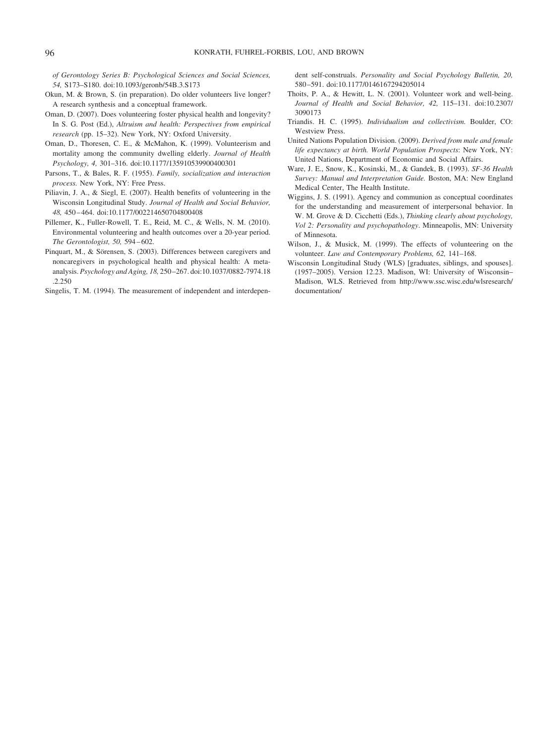*of Gerontology Series B: Psychological Sciences and Social Sciences, 54,* S173–S180. doi:10.1093/geronb/54B.3.S173

Okun, M. & Brown, S. (in preparation). Do older volunteers live longer? A research synthesis and a conceptual framework.

Oman, D. (2007). Does volunteering foster physical health and longevity? In S. G. Post (Ed.), *Altruism and health: Perspectives from empirical research* (pp. 15–32). New York, NY: Oxford University.

Oman, D., Thoresen, C. E., & McMahon, K. (1999). Volunteerism and mortality among the community dwelling elderly. *Journal of Health Psychology, 4,* 301–316. doi:10.1177/135910539900400301

Parsons, T., & Bales, R. F. (1955). *Family, socialization and interaction process.* New York, NY: Free Press.

Piliavin, J. A., & Siegl, E. (2007). Health benefits of volunteering in the Wisconsin Longitudinal Study. *Journal of Health and Social Behavior, 48,* 450–464. doi:10.1177/002214650704800408

Pillemer, K., Fuller-Rowell, T. E., Reid, M. C., & Wells, N. M. (2010). Environmental volunteering and health outcomes over a 20-year period. *The Gerontologist, 50,* 594–602.

Pinquart, M., & Sörensen, S. (2003). Differences between caregivers and noncaregivers in psychological health and physical health: A meta-analysis. *Psychology and Aging, 18,* 250–267. doi:10.1037/0882-7974.18.2.250

Singelis, T. M. (1994). The measurement of independent and interdependent self-construals. *Personality and Social Psychology Bulletin, 20,* 580–591. doi:10.1177/0146167294205014

Thoits, P. A., & Hewitt, L. N. (2001). Volunteer work and well-being. *Journal of Health and Social Behavior, 42,* 115–131. doi:10.2307/3090173

Triandis. H. C. (1995). *Individualism and collectivism.* Boulder, CO: Westview Press.

United Nations Population Division. (2009). *Derived from male and female life expectancy at birth. World Population Prospects*: New York, NY: United Nations, Department of Economic and Social Affairs.

Ware, J. E., Snow, K., Kosinski, M., & Gandek, B. (1993). *SF-36 Health Survey: Manual and Interpretation Guide.* Boston, MA: New England Medical Center, The Health Institute.

Wiggins, J. S. (1991). Agency and communion as conceptual coordinates for the understanding and measurement of interpersonal behavior. In W. M. Grove & D. Cicchetti (Eds.), *Thinking clearly about psychology, Vol 2: Personality and psychopathology*. Minneapolis, MN: University of Minnesota.

Wilson, J., & Musick, M. (1999). The effects of volunteering on the volunteer. *Law and Contemporary Problems, 62,* 141–168.

Wisconsin Longitudinal Study (WLS) [graduates, siblings, and spouses]. (1957–2005). Version 12.23. Madison, WI: University of Wisconsin–Madison, WLS. Retrieved from http://www.ssc.wisc.edu/wlsresearch/documentation/